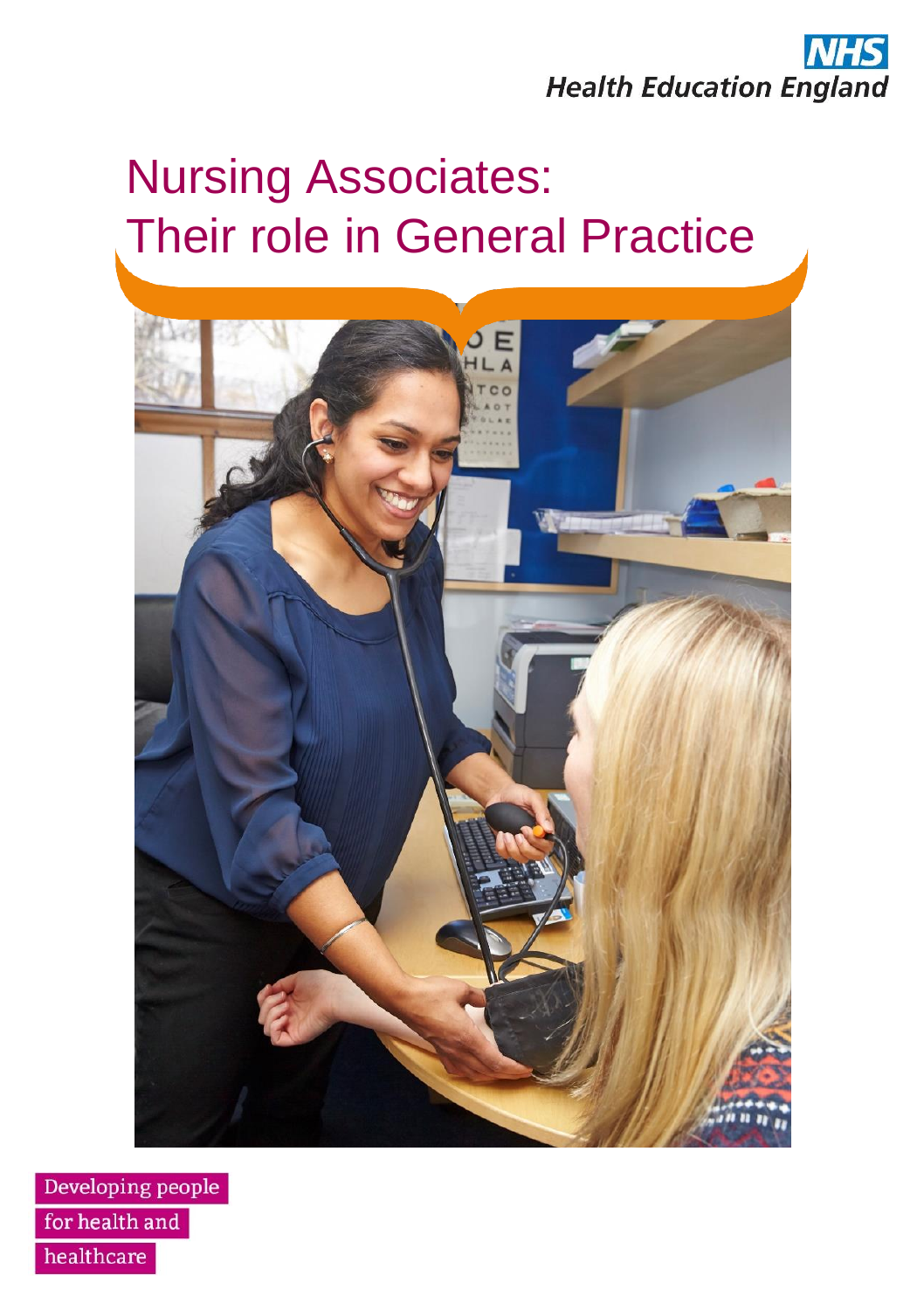NHS
Health Education England

# Nursing Associates: Their role in General Practice

Developing people
for health and
healthcare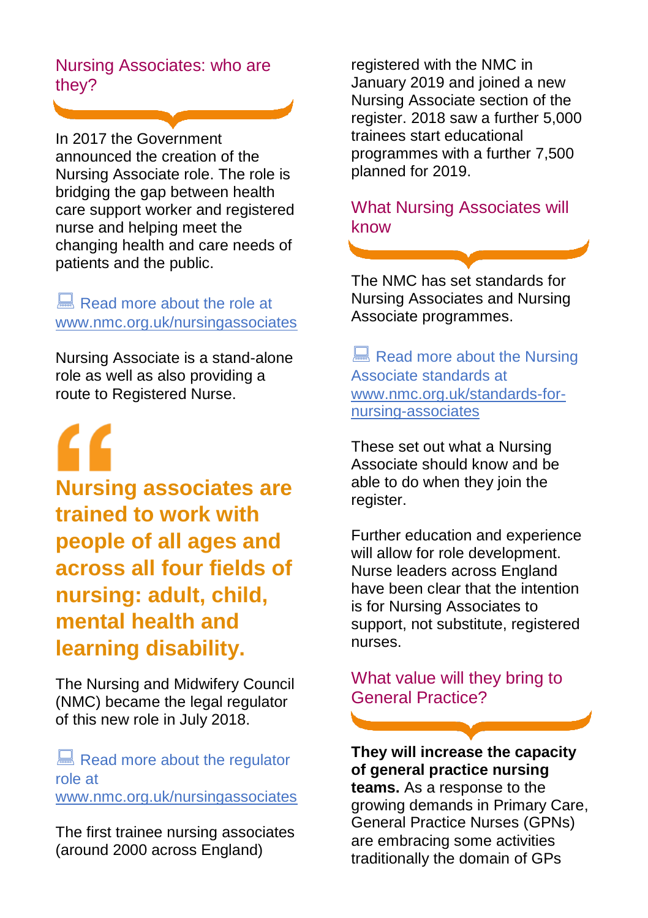## Nursing Associates: who are they?

In 2017 the Government announced the creation of the Nursing Associate role. The role is bridging the gap between health care support worker and registered nurse and helping meet the changing health and care needs of patients and the public.

Read more about the role at [www.nmc.org.uk/nursingassociates](http://www.nmc.org.uk/nursingassociates)

Nursing Associate is a stand-alone role as well as also providing a route to Registered Nurse.

> **Nursing associates are trained to work with people of all ages and across all four fields of nursing: adult, child, mental health and learning disability.**

The Nursing and Midwifery Council (NMC) became the legal regulator of this new role in July 2018.

Read more about the regulator role at [www.nmc.org.uk/nursingassociates](http://www.nmc.org.uk/nursingassociates)

The first trainee nursing associates (around 2000 across England) registered with the NMC in January 2019 and joined a new Nursing Associate section of the register. 2018 saw a further 5,000 trainees start educational programmes with a further 7,500 planned for 2019.

## What Nursing Associates will know

The NMC has set standards for Nursing Associates and Nursing Associate programmes.

Read more about the Nursing Associate standards at [www.nmc.org.uk/standards-for-nursing-associates](http://www.nmc.org.uk/standards-for-nursing-associates)

These set out what a Nursing Associate should know and be able to do when they join the register.

Further education and experience will allow for role development. Nurse leaders across England have been clear that the intention is for Nursing Associates to support, not substitute, registered nurses.

## What value will they bring to General Practice?

**They will increase the capacity of general practice nursing teams.** As a response to the growing demands in Primary Care, General Practice Nurses (GPNs) are embracing some activities traditionally the domain of GPs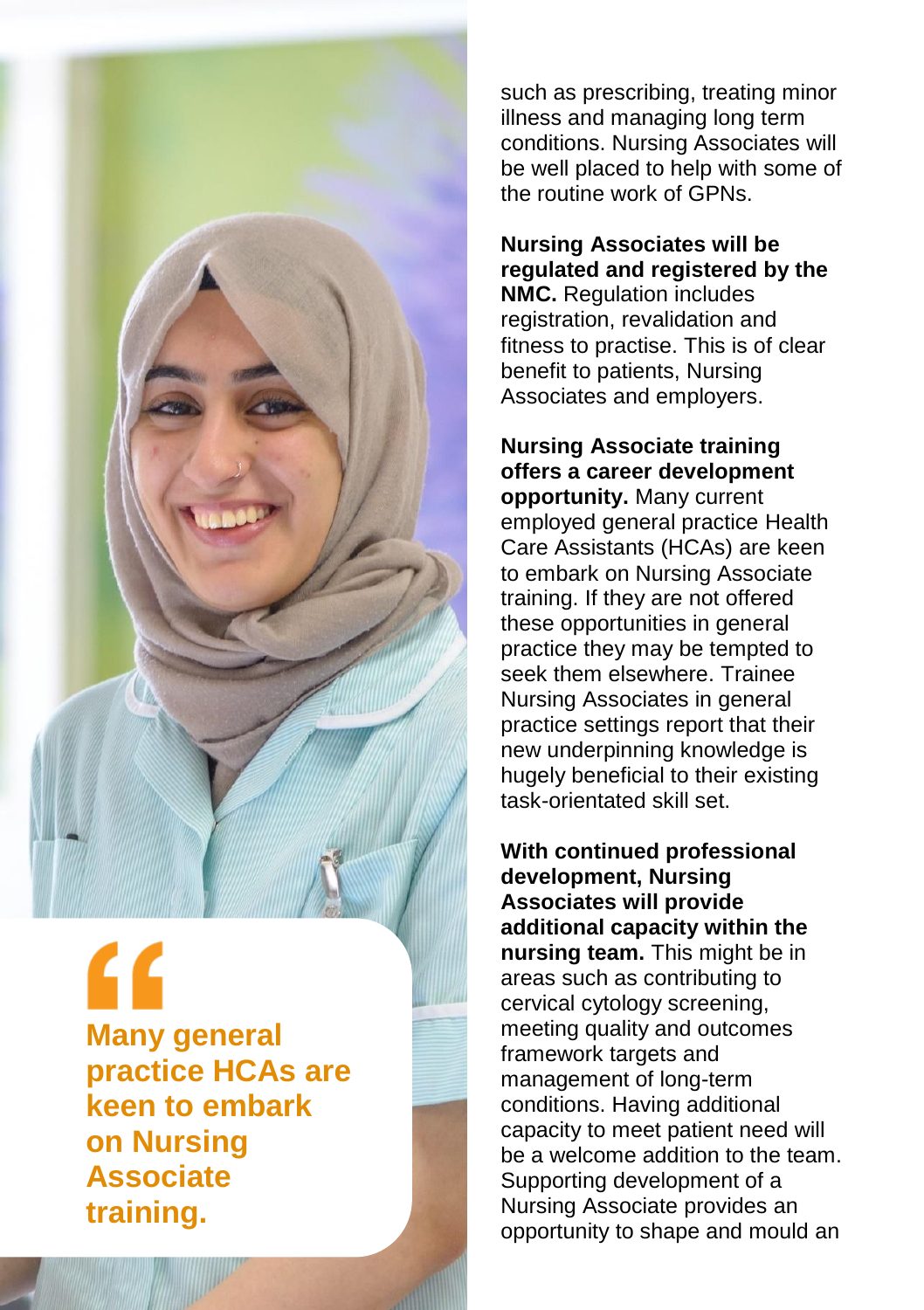> Many general practice HCAs are keen to embark on Nursing Associate training.

such as prescribing, treating minor illness and managing long term conditions. Nursing Associates will be well placed to help with some of the routine work of GPNs.

**Nursing Associates will be regulated and registered by the NMC.** Regulation includes registration, revalidation and fitness to practise. This is of clear benefit to patients, Nursing Associates and employers.

**Nursing Associate training offers a career development opportunity.** Many current employed general practice Health Care Assistants (HCAs) are keen to embark on Nursing Associate training. If they are not offered these opportunities in general practice they may be tempted to seek them elsewhere. Trainee Nursing Associates in general practice settings report that their new underpinning knowledge is hugely beneficial to their existing task-orientated skill set.

**With continued professional development, Nursing Associates will provide additional capacity within the nursing team.** This might be in areas such as contributing to cervical cytology screening, meeting quality and outcomes framework targets and management of long-term conditions. Having additional capacity to meet patient need will be a welcome addition to the team. Supporting development of a Nursing Associate provides an opportunity to shape and mould an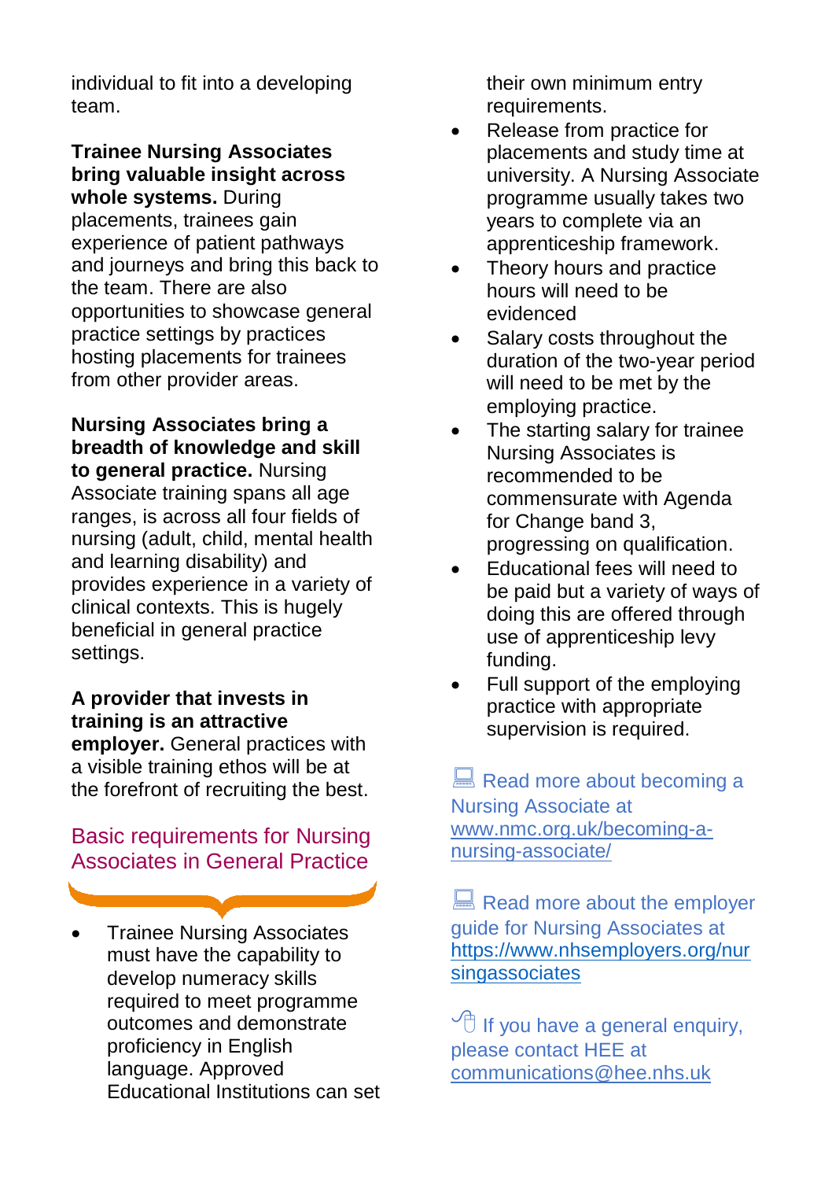individual to fit into a developing team.

**Trainee Nursing Associates bring valuable insight across whole systems.** During placements, trainees gain experience of patient pathways and journeys and bring this back to the team. There are also opportunities to showcase general practice settings by practices hosting placements for trainees from other provider areas.

**Nursing Associates bring a breadth of knowledge and skill to general practice.** Nursing Associate training spans all age ranges, is across all four fields of nursing (adult, child, mental health and learning disability) and provides experience in a variety of clinical contexts. This is hugely beneficial in general practice settings.

**A provider that invests in training is an attractive employer.** General practices with a visible training ethos will be at the forefront of recruiting the best.

## Basic requirements for Nursing Associates in General Practice

- Trainee Nursing Associates must have the capability to develop numeracy skills required to meet programme outcomes and demonstrate proficiency in English language. Approved Educational Institutions can set their own minimum entry requirements.
- Release from practice for placements and study time at university. A Nursing Associate programme usually takes two years to complete via an apprenticeship framework.
- Theory hours and practice hours will need to be evidenced
- Salary costs throughout the duration of the two-year period will need to be met by the employing practice.
- The starting salary for trainee Nursing Associates is recommended to be commensurate with Agenda for Change band 3, progressing on qualification.
- Educational fees will need to be paid but a variety of ways of doing this are offered through use of apprenticeship levy funding.
- Full support of the employing practice with appropriate supervision is required.

Read more about becoming a Nursing Associate at [www.nmc.org.uk/becoming-a-nursing-associate/](www.nmc.org.uk/becoming-a-nursing-associate/)

Read more about the employer guide for Nursing Associates at [https://www.nhsemployers.org/nursingassociates](https://www.nhsemployers.org/nursingassociates)

If you have a general enquiry, please contact HEE at [communications@hee.nhs.uk](mailto:communications@hee.nhs.uk)